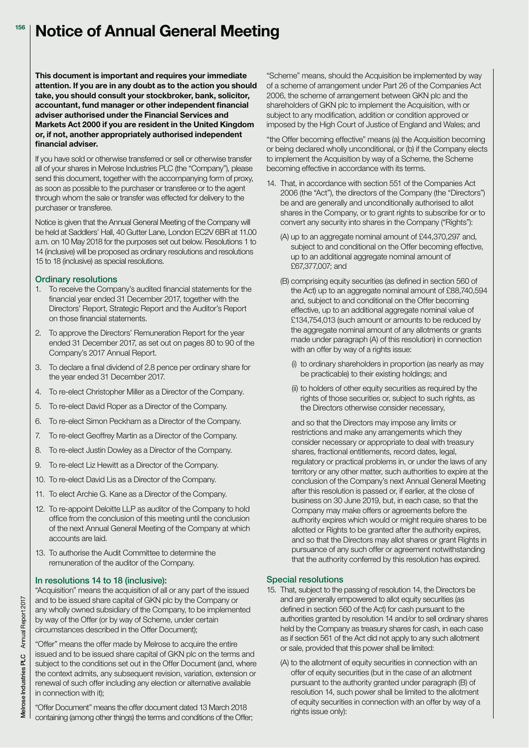# Notice of Annual General Meeting

**This document is important and requires your immediate attention. If you are in any doubt as to the action you should take, you should consult your stockbroker, bank, solicitor, accountant, fund manager or other independent financial adviser authorised under the Financial Services and Markets Act 2000 if you are resident in the United Kingdom or, if not, another appropriately authorised independent financial adviser.**

If you have sold or otherwise transferred or sell or otherwise transfer all of your shares in Melrose Industries PLC (the "Company"), please send this document, together with the accompanying form of proxy, as soon as possible to the purchaser or transferee or to the agent through whom the sale or transfer was effected for delivery to the purchaser or transferee.

Notice is given that the Annual General Meeting of the Company will be held at Saddlers' Hall, 40 Gutter Lane, London EC2V 6BR at 11.00 a.m. on 10 May 2018 for the purposes set out below. Resolutions 1 to 14 (inclusive) will be proposed as ordinary resolutions and resolutions 15 to 18 (inclusive) as special resolutions.

## Ordinary resolutions

1. To receive the Company's audited financial statements for the financial year ended 31 December 2017, together with the Directors' Report, Strategic Report and the Auditor's Report on those financial statements.
2. To approve the Directors' Remuneration Report for the year ended 31 December 2017, as set out on pages 80 to 90 of the Company's 2017 Annual Report.
3. To declare a final dividend of 2.8 pence per ordinary share for the year ended 31 December 2017.
4. To re-elect Christopher Miller as a Director of the Company.
5. To re-elect David Roper as a Director of the Company.
6. To re-elect Simon Peckham as a Director of the Company.
7. To re-elect Geoffrey Martin as a Director of the Company.
8. To re-elect Justin Dowley as a Director of the Company.
9. To re-elect Liz Hewitt as a Director of the Company.
10. To re-elect David Lis as a Director of the Company.
11. To elect Archie G. Kane as a Director of the Company.
12. To re-appoint Deloitte LLP as auditor of the Company to hold office from the conclusion of this meeting until the conclusion of the next Annual General Meeting of the Company at which accounts are laid.
13. To authorise the Audit Committee to determine the remuneration of the auditor of the Company.

## In resolutions 14 to 18 (inclusive):

"Acquisition" means the acquisition of all or any part of the issued and to be issued share capital of GKN plc by the Company or any wholly owned subsidiary of the Company, to be implemented by way of the Offer (or by way of Scheme, under certain circumstances described in the Offer Document);

"Offer" means the offer made by Melrose to acquire the entire issued and to be issued share capital of GKN plc on the terms and subject to the conditions set out in the Offer Document (and, where the context admits, any subsequent revision, variation, extension or renewal of such offer including any election or alternative available in connection with it);

"Offer Document" means the offer document dated 13 March 2018 containing (among other things) the terms and conditions of the Offer;

"Scheme" means, should the Acquisition be implemented by way of a scheme of arrangement under Part 26 of the Companies Act 2006, the scheme of arrangement between GKN plc and the shareholders of GKN plc to implement the Acquisition, with or subject to any modification, addition or condition approved or imposed by the High Court of Justice of England and Wales; and

"the Offer becoming effective" means (a) the Acquisition becoming or being declared wholly unconditional, or (b) if the Company elects to implement the Acquisition by way of a Scheme, the Scheme becoming effective in accordance with its terms.

14. That, in accordance with section 551 of the Companies Act 2006 (the "Act"), the directors of the Company (the "Directors") be and are generally and unconditionally authorised to allot shares in the Company, or to grant rights to subscribe for or to convert any security into shares in the Company ("Rights"):

    (A) up to an aggregate nominal amount of £44,370,297 and, subject to and conditional on the Offer becoming effective, up to an additional aggregate nominal amount of £67,377,007; and

    (B) comprising equity securities (as defined in section 560 of the Act) up to an aggregate nominal amount of £88,740,594 and, subject to and conditional on the Offer becoming effective, up to an additional aggregate nominal value of £134,754,013 (such amount or amounts to be reduced by the aggregate nominal amount of any allotments or grants made under paragraph (A) of this resolution) in connection with an offer by way of a rights issue:

    (i) to ordinary shareholders in proportion (as nearly as may be practicable) to their existing holdings; and

    (ii) to holders of other equity securities as required by the rights of those securities or, subject to such rights, as the Directors otherwise consider necessary,

    and so that the Directors may impose any limits or restrictions and make any arrangements which they consider necessary or appropriate to deal with treasury shares, fractional entitlements, record dates, legal, regulatory or practical problems in, or under the laws of any territory or any other matter, such authorities to expire at the conclusion of the Company's next Annual General Meeting after this resolution is passed or, if earlier, at the close of business on 30 June 2019, but, in each case, so that the Company may make offers or agreements before the authority expires which would or might require shares to be allotted or Rights to be granted after the authority expires, and so that the Directors may allot shares or grant Rights in pursuance of any such offer or agreement notwithstanding that the authority conferred by this resolution has expired.

## Special resolutions

15. That, subject to the passing of resolution 14, the Directors be and are generally empowered to allot equity securities (as defined in section 560 of the Act) for cash pursuant to the authorities granted by resolution 14 and/or to sell ordinary shares held by the Company as treasury shares for cash, in each case as if section 561 of the Act did not apply to any such allotment or sale, provided that this power shall be limited:

    (A) to the allotment of equity securities in connection with an offer of equity securities (but in the case of an allotment pursuant to the authority granted under paragraph (B) of resolution 14, such power shall be limited to the allotment of equity securities in connection with an offer by way of a rights issue only):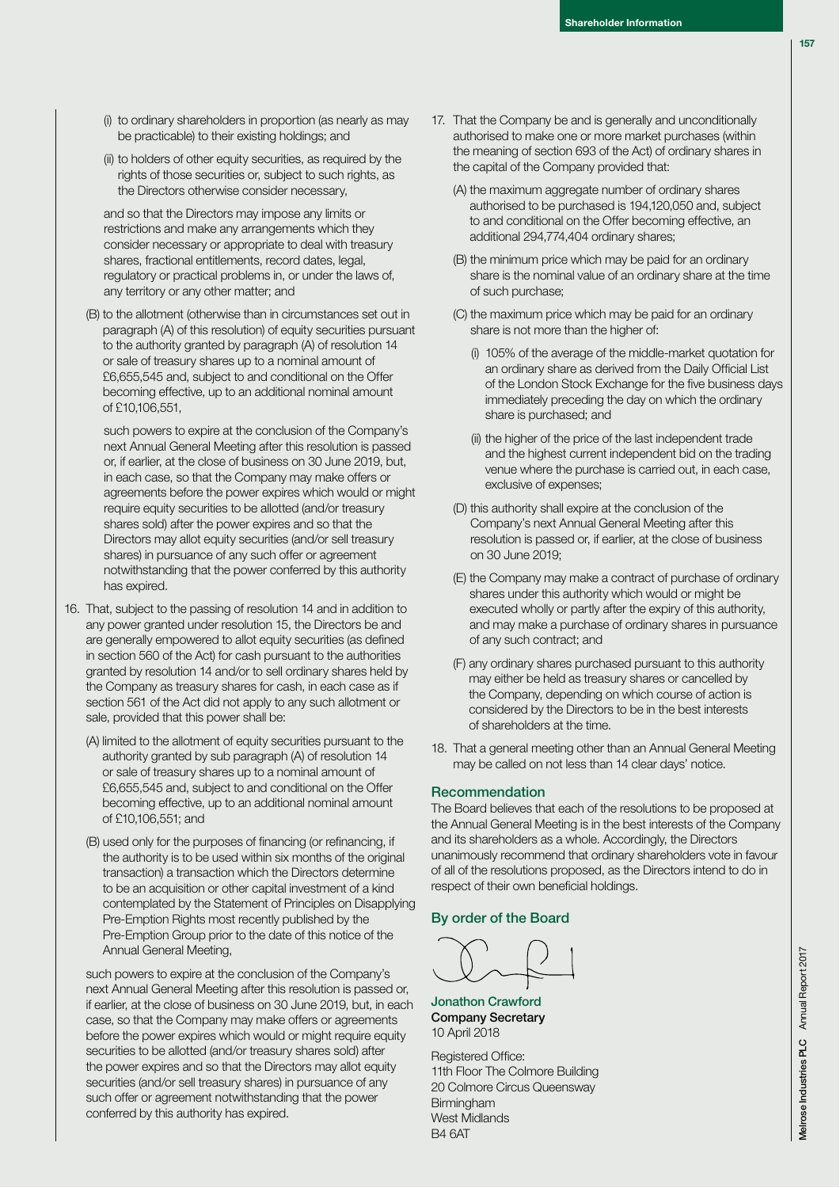(i) to ordinary shareholders in proportion (as nearly as may be practicable) to their existing holdings; and

(ii) to holders of other equity securities, as required by the rights of those securities or, subject to such rights, as the Directors otherwise consider necessary,

and so that the Directors may impose any limits or restrictions and make any arrangements which they consider necessary or appropriate to deal with treasury shares, fractional entitlements, record dates, legal, regulatory or practical problems in, or under the laws of, any territory or any other matter; and

(B) to the allotment (otherwise than in circumstances set out in paragraph (A) of this resolution) of equity securities pursuant to the authority granted by paragraph (A) of resolution 14 or sale of treasury shares up to a nominal amount of £6,655,545 and, subject to and conditional on the Offer becoming effective, up to an additional nominal amount of £10,106,551,

such powers to expire at the conclusion of the Company's next Annual General Meeting after this resolution is passed or, if earlier, at the close of business on 30 June 2019, but, in each case, so that the Company may make offers or agreements before the power expires which would or might require equity securities to be allotted (and/or treasury shares sold) after the power expires and so that the Directors may allot equity securities (and/or sell treasury shares) in pursuance of any such offer or agreement notwithstanding that the power conferred by this authority has expired.

16. That, subject to the passing of resolution 14 and in addition to any power granted under resolution 15, the Directors be and are generally empowered to allot equity securities (as defined in section 560 of the Act) for cash pursuant to the authorities granted by resolution 14 and/or to sell ordinary shares held by the Company as treasury shares for cash, in each case as if section 561 of the Act did not apply to any such allotment or sale, provided that this power shall be:

(A) limited to the allotment of equity securities pursuant to the authority granted by sub paragraph (A) of resolution 14 or sale of treasury shares up to a nominal amount of £6,655,545 and, subject to and conditional on the Offer becoming effective, up to an additional nominal amount of £10,106,551; and

(B) used only for the purposes of financing (or refinancing, if the authority is to be used within six months of the original transaction) a transaction which the Directors determine to be an acquisition or other capital investment of a kind contemplated by the Statement of Principles on Disapplying Pre-Emption Rights most recently published by the Pre-Emption Group prior to the date of this notice of the Annual General Meeting,

such powers to expire at the conclusion of the Company's next Annual General Meeting after this resolution is passed or, if earlier, at the close of business on 30 June 2019, but, in each case, so that the Company may make offers or agreements before the power expires which would or might require equity securities to be allotted (and/or treasury shares sold) after the power expires and so that the Directors may allot equity securities (and/or sell treasury shares) in pursuance of any such offer or agreement notwithstanding that the power conferred by this authority has expired.

17. That the Company be and is generally and unconditionally authorised to make one or more market purchases (within the meaning of section 693 of the Act) of ordinary shares in the capital of the Company provided that:

(A) the maximum aggregate number of ordinary shares authorised to be purchased is 194,120,050 and, subject to and conditional on the Offer becoming effective, an additional 294,774,404 ordinary shares;

(B) the minimum price which may be paid for an ordinary share is the nominal value of an ordinary share at the time of such purchase;

(C) the maximum price which may be paid for an ordinary share is not more than the higher of:

(i) 105% of the average of the middle-market quotation for an ordinary share as derived from the Daily Official List of the London Stock Exchange for the five business days immediately preceding the day on which the ordinary share is purchased; and

(ii) the higher of the price of the last independent trade and the highest current independent bid on the trading venue where the purchase is carried out, in each case, exclusive of expenses;

(D) this authority shall expire at the conclusion of the Company's next Annual General Meeting after this resolution is passed or, if earlier, at the close of business on 30 June 2019;

(E) the Company may make a contract of purchase of ordinary shares under this authority which would or might be executed wholly or partly after the expiry of this authority, and may make a purchase of ordinary shares in pursuance of any such contract; and

(F) any ordinary shares purchased pursuant to this authority may either be held as treasury shares or cancelled by the Company, depending on which course of action is considered by the Directors to be in the best interests of shareholders at the time.

18. That a general meeting other than an Annual General Meeting may be called on not less than 14 clear days' notice.

## Recommendation

The Board believes that each of the resolutions to be proposed at the Annual General Meeting is in the best interests of the Company and its shareholders as a whole. Accordingly, the Directors unanimously recommend that ordinary shareholders vote in favour of all of the resolutions proposed, as the Directors intend to do in respect of their own beneficial holdings.

## By order of the Board

**Jonathon Crawford**
**Company Secretary**
10 April 2018

Registered Office:
11th Floor The Colmore Building
20 Colmore Circus Queensway
Birmingham
West Midlands
B4 6AT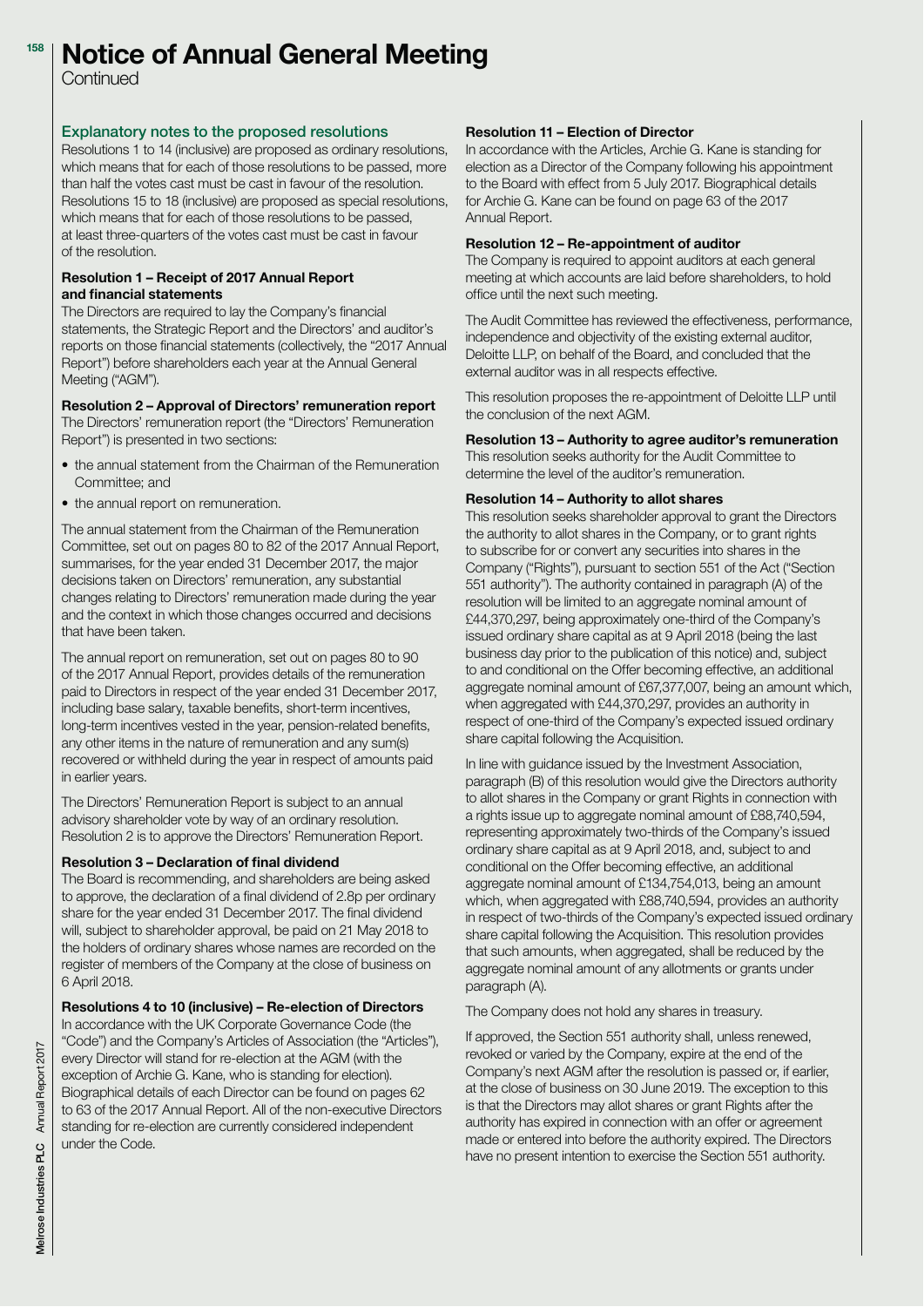# Notice of Annual General Meeting

Continued

## Explanatory notes to the proposed resolutions

Resolutions 1 to 14 (inclusive) are proposed as ordinary resolutions, which means that for each of those resolutions to be passed, more than half the votes cast must be cast in favour of the resolution. Resolutions 15 to 18 (inclusive) are proposed as special resolutions, which means that for each of those resolutions to be passed, at least three-quarters of the votes cast must be cast in favour of the resolution.

### Resolution 1 – Receipt of 2017 Annual Report and financial statements

The Directors are required to lay the Company's financial statements, the Strategic Report and the Directors' and auditor's reports on those financial statements (collectively, the "2017 Annual Report") before shareholders each year at the Annual General Meeting ("AGM").

### Resolution 2 – Approval of Directors' remuneration report

The Directors' remuneration report (the "Directors' Remuneration Report") is presented in two sections:

- the annual statement from the Chairman of the Remuneration Committee; and
- the annual report on remuneration.

The annual statement from the Chairman of the Remuneration Committee, set out on pages 80 to 82 of the 2017 Annual Report, summarises, for the year ended 31 December 2017, the major decisions taken on Directors' remuneration, any substantial changes relating to Directors' remuneration made during the year and the context in which those changes occurred and decisions that have been taken.

The annual report on remuneration, set out on pages 80 to 90 of the 2017 Annual Report, provides details of the remuneration paid to Directors in respect of the year ended 31 December 2017, including base salary, taxable benefits, short-term incentives, long-term incentives vested in the year, pension-related benefits, any other items in the nature of remuneration and any sum(s) recovered or withheld during the year in respect of amounts paid in earlier years.

The Directors' Remuneration Report is subject to an annual advisory shareholder vote by way of an ordinary resolution. Resolution 2 is to approve the Directors' Remuneration Report.

### Resolution 3 – Declaration of final dividend

The Board is recommending, and shareholders are being asked to approve, the declaration of a final dividend of 2.8p per ordinary share for the year ended 31 December 2017. The final dividend will, subject to shareholder approval, be paid on 21 May 2018 to the holders of ordinary shares whose names are recorded on the register of members of the Company at the close of business on 6 April 2018.

### Resolutions 4 to 10 (inclusive) – Re-election of Directors

In accordance with the UK Corporate Governance Code (the "Code") and the Company's Articles of Association (the "Articles"), every Director will stand for re-election at the AGM (with the exception of Archie G. Kane, who is standing for election). Biographical details of each Director can be found on pages 62 to 63 of the 2017 Annual Report. All of the non-executive Directors standing for re-election are currently considered independent under the Code.

### Resolution 11 – Election of Director

In accordance with the Articles, Archie G. Kane is standing for election as a Director of the Company following his appointment to the Board with effect from 5 July 2017. Biographical details for Archie G. Kane can be found on page 63 of the 2017 Annual Report.

### Resolution 12 – Re-appointment of auditor

The Company is required to appoint auditors at each general meeting at which accounts are laid before shareholders, to hold office until the next such meeting.

The Audit Committee has reviewed the effectiveness, performance, independence and objectivity of the existing external auditor, Deloitte LLP, on behalf of the Board, and concluded that the external auditor was in all respects effective.

This resolution proposes the re-appointment of Deloitte LLP until the conclusion of the next AGM.

### Resolution 13 – Authority to agree auditor's remuneration

This resolution seeks authority for the Audit Committee to determine the level of the auditor's remuneration.

### Resolution 14 – Authority to allot shares

This resolution seeks shareholder approval to grant the Directors the authority to allot shares in the Company, or to grant rights to subscribe for or convert any securities into shares in the Company ("Rights"), pursuant to section 551 of the Act ("Section 551 authority"). The authority contained in paragraph (A) of the resolution will be limited to an aggregate nominal amount of £44,370,297, being approximately one-third of the Company's issued ordinary share capital as at 9 April 2018 (being the last business day prior to the publication of this notice) and, subject to and conditional on the Offer becoming effective, an additional aggregate nominal amount of £67,377,007, being an amount which, when aggregated with £44,370,297, provides an authority in respect of one-third of the Company's expected issued ordinary share capital following the Acquisition.

In line with guidance issued by the Investment Association, paragraph (B) of this resolution would give the Directors authority to allot shares in the Company or grant Rights in connection with a rights issue up to aggregate nominal amount of £88,740,594, representing approximately two-thirds of the Company's issued ordinary share capital as at 9 April 2018, and, subject to and conditional on the Offer becoming effective, an additional aggregate nominal amount of £134,754,013, being an amount which, when aggregated with £88,740,594, provides an authority in respect of two-thirds of the Company's expected issued ordinary share capital following the Acquisition. This resolution provides that such amounts, when aggregated, shall be reduced by the aggregate nominal amount of any allotments or grants under paragraph (A).

The Company does not hold any shares in treasury.

If approved, the Section 551 authority shall, unless renewed, revoked or varied by the Company, expire at the end of the Company's next AGM after the resolution is passed or, if earlier, at the close of business on 30 June 2019. The exception to this is that the Directors may allot shares or grant Rights after the authority has expired in connection with an offer or agreement made or entered into before the authority expired. The Directors have no present intention to exercise the Section 551 authority.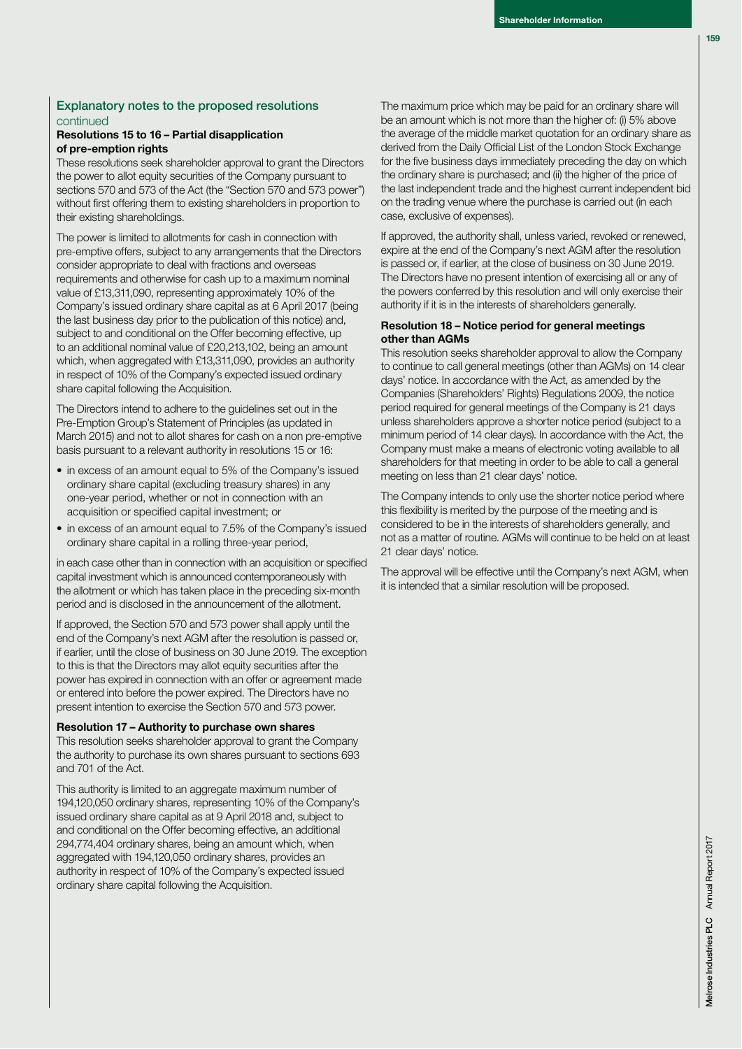## Explanatory notes to the proposed resolutions continued

### Resolutions 15 to 16 – Partial disapplication of pre-emption rights

These resolutions seek shareholder approval to grant the Directors the power to allot equity securities of the Company pursuant to sections 570 and 573 of the Act (the "Section 570 and 573 power") without first offering them to existing shareholders in proportion to their existing shareholdings.

The power is limited to allotments for cash in connection with pre-emptive offers, subject to any arrangements that the Directors consider appropriate to deal with fractions and overseas requirements and otherwise for cash up to a maximum nominal value of £13,311,090, representing approximately 10% of the Company's issued ordinary share capital as at 6 April 2017 (being the last business day prior to the publication of this notice) and, subject to and conditional on the Offer becoming effective, up to an additional nominal value of £20,213,102, being an amount which, when aggregated with £13,311,090, provides an authority in respect of 10% of the Company's expected issued ordinary share capital following the Acquisition.

The Directors intend to adhere to the guidelines set out in the Pre-Emption Group's Statement of Principles (as updated in March 2015) and not to allot shares for cash on a non pre-emptive basis pursuant to a relevant authority in resolutions 15 or 16:

- in excess of an amount equal to 5% of the Company's issued ordinary share capital (excluding treasury shares) in any one-year period, whether or not in connection with an acquisition or specified capital investment; or
- in excess of an amount equal to 7.5% of the Company's issued ordinary share capital in a rolling three-year period,

in each case other than in connection with an acquisition or specified capital investment which is announced contemporaneously with the allotment or which has taken place in the preceding six-month period and is disclosed in the announcement of the allotment.

If approved, the Section 570 and 573 power shall apply until the end of the Company's next AGM after the resolution is passed or, if earlier, until the close of business on 30 June 2019. The exception to this is that the Directors may allot equity securities after the power has expired in connection with an offer or agreement made or entered into before the power expired. The Directors have no present intention to exercise the Section 570 and 573 power.

### Resolution 17 – Authority to purchase own shares

This resolution seeks shareholder approval to grant the Company the authority to purchase its own shares pursuant to sections 693 and 701 of the Act.

This authority is limited to an aggregate maximum number of 194,120,050 ordinary shares, representing 10% of the Company's issued ordinary share capital as at 9 April 2018 and, subject to and conditional on the Offer becoming effective, an additional 294,774,404 ordinary shares, being an amount which, when aggregated with 194,120,050 ordinary shares, provides an authority in respect of 10% of the Company's expected issued ordinary share capital following the Acquisition.

The maximum price which may be paid for an ordinary share will be an amount which is not more than the higher of: (i) 5% above the average of the middle market quotation for an ordinary share as derived from the Daily Official List of the London Stock Exchange for the five business days immediately preceding the day on which the ordinary share is purchased; and (ii) the higher of the price of the last independent trade and the highest current independent bid on the trading venue where the purchase is carried out (in each case, exclusive of expenses).

If approved, the authority shall, unless varied, revoked or renewed, expire at the end of the Company's next AGM after the resolution is passed or, if earlier, at the close of business on 30 June 2019. The Directors have no present intention of exercising all or any of the powers conferred by this resolution and will only exercise their authority if it is in the interests of shareholders generally.

### Resolution 18 – Notice period for general meetings other than AGMs

This resolution seeks shareholder approval to allow the Company to continue to call general meetings (other than AGMs) on 14 clear days' notice. In accordance with the Act, as amended by the Companies (Shareholders' Rights) Regulations 2009, the notice period required for general meetings of the Company is 21 days unless shareholders approve a shorter notice period (subject to a minimum period of 14 clear days). In accordance with the Act, the Company must make a means of electronic voting available to all shareholders for that meeting in order to be able to call a general meeting on less than 21 clear days' notice.

The Company intends to only use the shorter notice period where this flexibility is merited by the purpose of the meeting and is considered to be in the interests of shareholders generally, and not as a matter of routine. AGMs will continue to be held on at least 21 clear days' notice.

The approval will be effective until the Company's next AGM, when it is intended that a similar resolution will be proposed.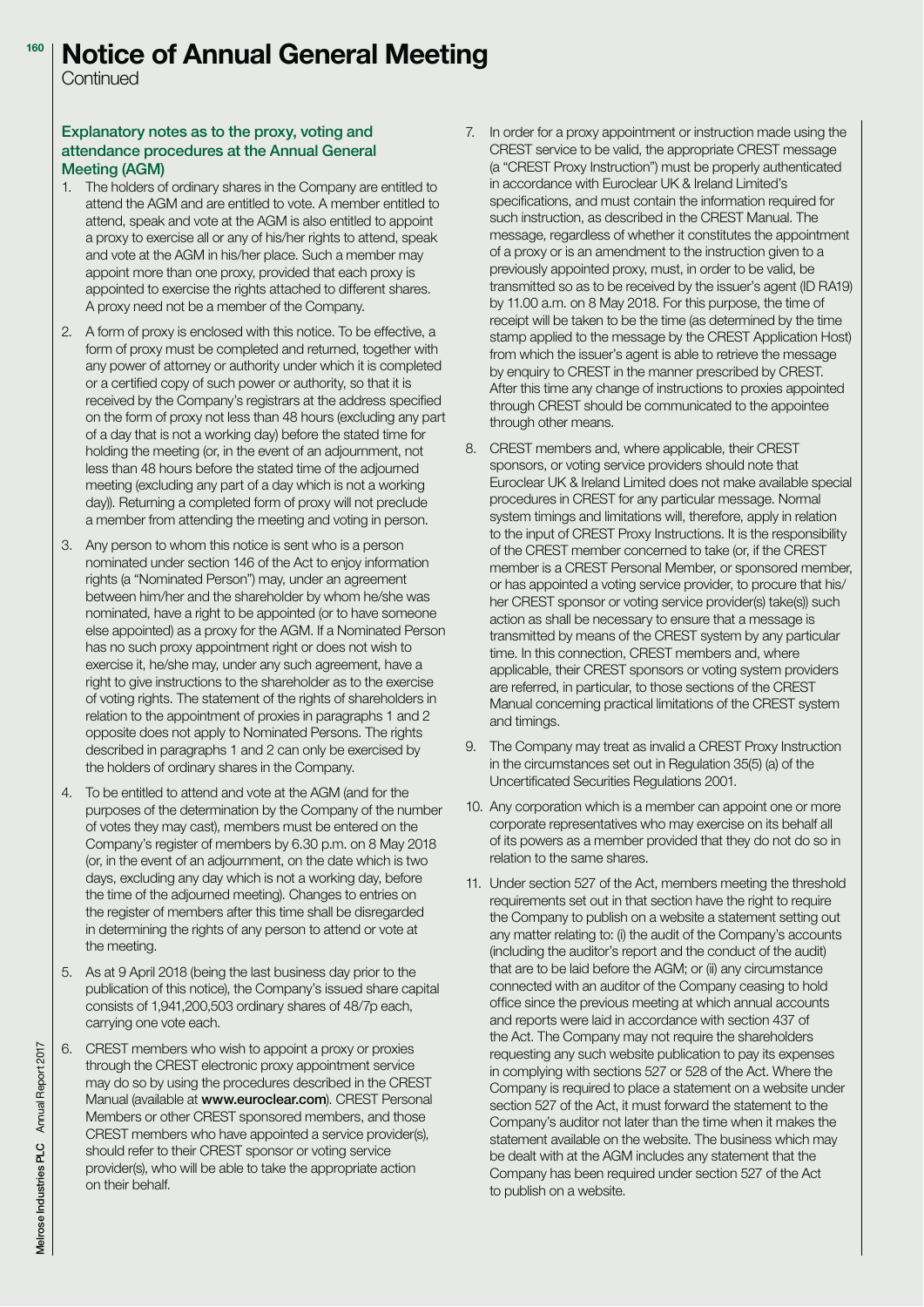# Notice of Annual General Meeting

Continued

### Explanatory notes as to the proxy, voting and attendance procedures at the Annual General Meeting (AGM)

1. The holders of ordinary shares in the Company are entitled to attend the AGM and are entitled to vote. A member entitled to attend, speak and vote at the AGM is also entitled to appoint a proxy to exercise all or any of his/her rights to attend, speak and vote at the AGM in his/her place. Such a member may appoint more than one proxy, provided that each proxy is appointed to exercise the rights attached to different shares. A proxy need not be a member of the Company.

2. A form of proxy is enclosed with this notice. To be effective, a form of proxy must be completed and returned, together with any power of attorney or authority under which it is completed or a certified copy of such power or authority, so that it is received by the Company's registrars at the address specified on the form of proxy not less than 48 hours (excluding any part of a day that is not a working day) before the stated time for holding the meeting (or, in the event of an adjournment, not less than 48 hours before the stated time of the adjourned meeting (excluding any part of a day which is not a working day)). Returning a completed form of proxy will not preclude a member from attending the meeting and voting in person.

3. Any person to whom this notice is sent who is a person nominated under section 146 of the Act to enjoy information rights (a "Nominated Person") may, under an agreement between him/her and the shareholder by whom he/she was nominated, have a right to be appointed (or to have someone else appointed) as a proxy for the AGM. If a Nominated Person has no such proxy appointment right or does not wish to exercise it, he/she may, under any such agreement, have a right to give instructions to the shareholder as to the exercise of voting rights. The statement of the rights of shareholders in relation to the appointment of proxies in paragraphs 1 and 2 opposite does not apply to Nominated Persons. The rights described in paragraphs 1 and 2 can only be exercised by the holders of ordinary shares in the Company.

4. To be entitled to attend and vote at the AGM (and for the purposes of the determination by the Company of the number of votes they may cast), members must be entered on the Company's register of members by 6.30 p.m. on 8 May 2018 (or, in the event of an adjournment, on the date which is two days, excluding any day which is not a working day, before the time of the adjourned meeting). Changes to entries on the register of members after this time shall be disregarded in determining the rights of any person to attend or vote at the meeting.

5. As at 9 April 2018 (being the last business day prior to the publication of this notice), the Company's issued share capital consists of 1,941,200,503 ordinary shares of 48/7p each, carrying one vote each.

6. CREST members who wish to appoint a proxy or proxies through the CREST electronic proxy appointment service may do so by using the procedures described in the CREST Manual (available at **www.euroclear.com**). CREST Personal Members or other CREST sponsored members, and those CREST members who have appointed a service provider(s), should refer to their CREST sponsor or voting service provider(s), who will be able to take the appropriate action on their behalf.

7. In order for a proxy appointment or instruction made using the CREST service to be valid, the appropriate CREST message (a "CREST Proxy Instruction") must be properly authenticated in accordance with Euroclear UK & Ireland Limited's specifications, and must contain the information required for such instruction, as described in the CREST Manual. The message, regardless of whether it constitutes the appointment of a proxy or is an amendment to the instruction given to a previously appointed proxy, must, in order to be valid, be transmitted so as to be received by the issuer's agent (ID RA19) by 11.00 a.m. on 8 May 2018. For this purpose, the time of receipt will be taken to be the time (as determined by the time stamp applied to the message by the CREST Application Host) from which the issuer's agent is able to retrieve the message by enquiry to CREST in the manner prescribed by CREST. After this time any change of instructions to proxies appointed through CREST should be communicated to the appointee through other means.

8. CREST members and, where applicable, their CREST sponsors, or voting service providers should note that Euroclear UK & Ireland Limited does not make available special procedures in CREST for any particular message. Normal system timings and limitations will, therefore, apply in relation to the input of CREST Proxy Instructions. It is the responsibility of the CREST member concerned to take (or, if the CREST member is a CREST Personal Member, or sponsored member, or has appointed a voting service provider, to procure that his/her CREST sponsor or voting service provider(s) take(s)) such action as shall be necessary to ensure that a message is transmitted by means of the CREST system by any particular time. In this connection, CREST members and, where applicable, their CREST sponsors or voting system providers are referred, in particular, to those sections of the CREST Manual concerning practical limitations of the CREST system and timings.

9. The Company may treat as invalid a CREST Proxy Instruction in the circumstances set out in Regulation 35(5) (a) of the Uncertificated Securities Regulations 2001.

10. Any corporation which is a member can appoint one or more corporate representatives who may exercise on its behalf all of its powers as a member provided that they do not do so in relation to the same shares.

11. Under section 527 of the Act, members meeting the threshold requirements set out in that section have the right to require the Company to publish on a website a statement setting out any matter relating to: (i) the audit of the Company's accounts (including the auditor's report and the conduct of the audit) that are to be laid before the AGM; or (ii) any circumstance connected with an auditor of the Company ceasing to hold office since the previous meeting at which annual accounts and reports were laid in accordance with section 437 of the Act. The Company may not require the shareholders requesting any such website publication to pay its expenses in complying with sections 527 or 528 of the Act. Where the Company is required to place a statement on a website under section 527 of the Act, it must forward the statement to the Company's auditor not later than the time when it makes the statement available on the website. The business which may be dealt with at the AGM includes any statement that the Company has been required under section 527 of the Act to publish on a website.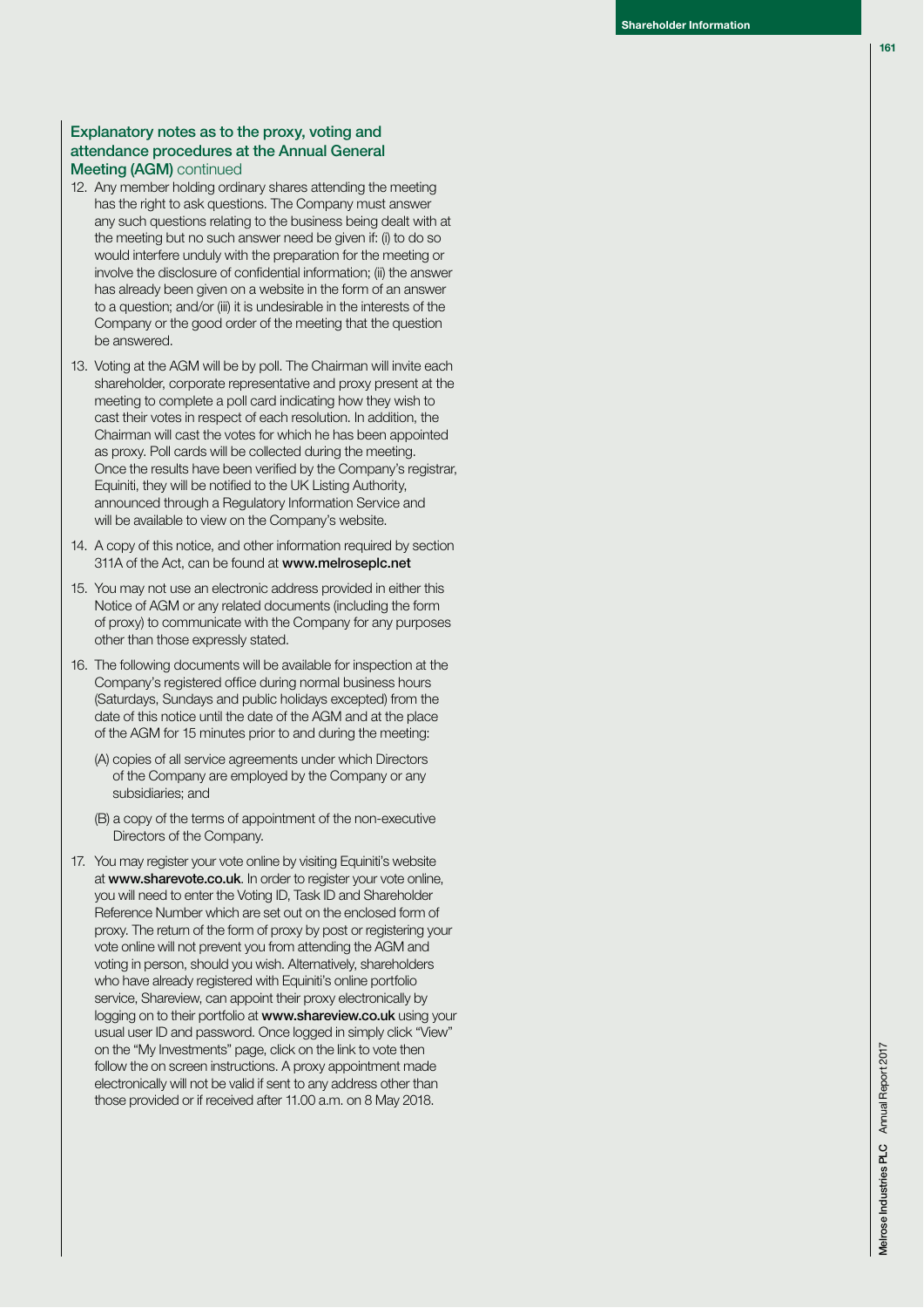## Explanatory notes as to the proxy, voting and attendance procedures at the Annual General Meeting (AGM) continued

12. Any member holding ordinary shares attending the meeting has the right to ask questions. The Company must answer any such questions relating to the business being dealt with at the meeting but no such answer need be given if: (i) to do so would interfere unduly with the preparation for the meeting or involve the disclosure of confidential information; (ii) the answer has already been given on a website in the form of an answer to a question; and/or (iii) it is undesirable in the interests of the Company or the good order of the meeting that the question be answered.

13. Voting at the AGM will be by poll. The Chairman will invite each shareholder, corporate representative and proxy present at the meeting to complete a poll card indicating how they wish to cast their votes in respect of each resolution. In addition, the Chairman will cast the votes for which he has been appointed as proxy. Poll cards will be collected during the meeting. Once the results have been verified by the Company's registrar, Equiniti, they will be notified to the UK Listing Authority, announced through a Regulatory Information Service and will be available to view on the Company's website.

14. A copy of this notice, and other information required by section 311A of the Act, can be found at **www.melroseplc.net**

15. You may not use an electronic address provided in either this Notice of AGM or any related documents (including the form of proxy) to communicate with the Company for any purposes other than those expressly stated.

16. The following documents will be available for inspection at the Company's registered office during normal business hours (Saturdays, Sundays and public holidays excepted) from the date of this notice until the date of the AGM and at the place of the AGM for 15 minutes prior to and during the meeting:

    (A) copies of all service agreements under which Directors of the Company are employed by the Company or any subsidiaries; and

    (B) a copy of the terms of appointment of the non-executive Directors of the Company.

17. You may register your vote online by visiting Equiniti's website at **www.sharevote.co.uk**. In order to register your vote online, you will need to enter the Voting ID, Task ID and Shareholder Reference Number which are set out on the enclosed form of proxy. The return of the form of proxy by post or registering your vote online will not prevent you from attending the AGM and voting in person, should you wish. Alternatively, shareholders who have already registered with Equiniti's online portfolio service, Shareview, can appoint their proxy electronically by logging on to their portfolio at **www.shareview.co.uk** using your usual user ID and password. Once logged in simply click "View" on the "My Investments" page, click on the link to vote then follow the on screen instructions. A proxy appointment made electronically will not be valid if sent to any address other than those provided or if received after 11.00 a.m. on 8 May 2018.